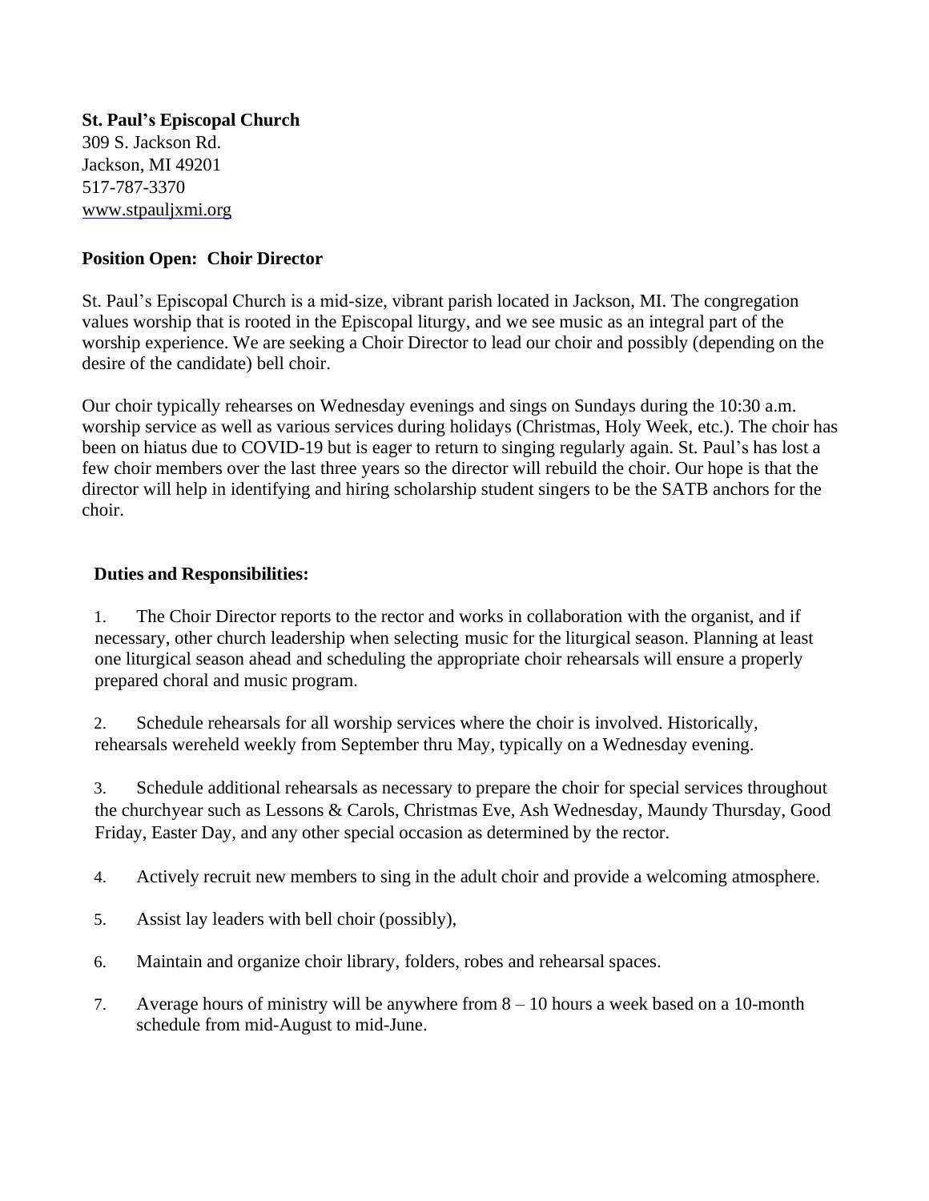**St. Paul's Episcopal Church**
309 S. Jackson Rd.
Jackson, MI 49201
517-787-3370
www.stpauljxmi.org

**Position Open: Choir Director**

St. Paul's Episcopal Church is a mid-size, vibrant parish located in Jackson, MI. The congregation values worship that is rooted in the Episcopal liturgy, and we see music as an integral part of the worship experience. We are seeking a Choir Director to lead our choir and possibly (depending on the desire of the candidate) bell choir.

Our choir typically rehearses on Wednesday evenings and sings on Sundays during the 10:30 a.m. worship service as well as various services during holidays (Christmas, Holy Week, etc.). The choir has been on hiatus due to COVID-19 but is eager to return to singing regularly again. St. Paul's has lost a few choir members over the last three years so the director will rebuild the choir. Our hope is that the director will help in identifying and hiring scholarship student singers to be the SATB anchors for the choir.

**Duties and Responsibilities:**

1. The Choir Director reports to the rector and works in collaboration with the organist, and if necessary, other church leadership when selecting music for the liturgical season. Planning at least one liturgical season ahead and scheduling the appropriate choir rehearsals will ensure a properly prepared choral and music program.

2. Schedule rehearsals for all worship services where the choir is involved. Historically, rehearsals wereheld weekly from September thru May, typically on a Wednesday evening.

3. Schedule additional rehearsals as necessary to prepare the choir for special services throughout the churchyear such as Lessons & Carols, Christmas Eve, Ash Wednesday, Maundy Thursday, Good Friday, Easter Day, and any other special occasion as determined by the rector.

4. Actively recruit new members to sing in the adult choir and provide a welcoming atmosphere.

5. Assist lay leaders with bell choir (possibly),

6. Maintain and organize choir library, folders, robes and rehearsal spaces.

7. Average hours of ministry will be anywhere from 8 – 10 hours a week based on a 10-month schedule from mid-August to mid-June.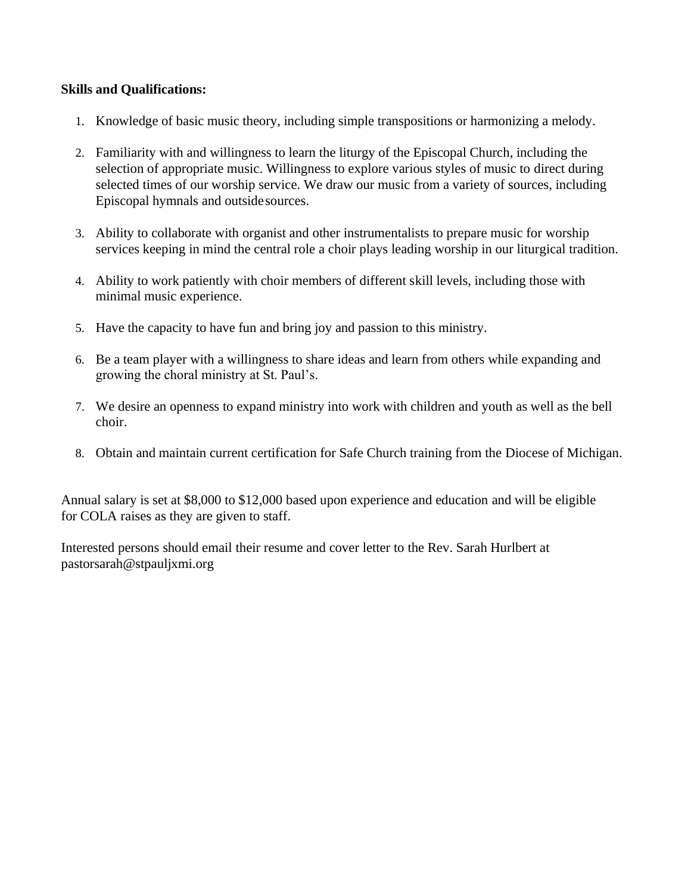**Skills and Qualifications:**

1. Knowledge of basic music theory, including simple transpositions or harmonizing a melody.
2. Familiarity with and willingness to learn the liturgy of the Episcopal Church, including the selection of appropriate music. Willingness to explore various styles of music to direct during selected times of our worship service. We draw our music from a variety of sources, including Episcopal hymnals and outside sources.
3. Ability to collaborate with organist and other instrumentalists to prepare music for worship services keeping in mind the central role a choir plays leading worship in our liturgical tradition.
4. Ability to work patiently with choir members of different skill levels, including those with minimal music experience.
5. Have the capacity to have fun and bring joy and passion to this ministry.
6. Be a team player with a willingness to share ideas and learn from others while expanding and growing the choral ministry at St. Paul's.
7. We desire an openness to expand ministry into work with children and youth as well as the bell choir.
8. Obtain and maintain current certification for Safe Church training from the Diocese of Michigan.

Annual salary is set at $8,000 to $12,000 based upon experience and education and will be eligible for COLA raises as they are given to staff.

Interested persons should email their resume and cover letter to the Rev. Sarah Hurlbert at pastorsarah@stpauljxmi.org